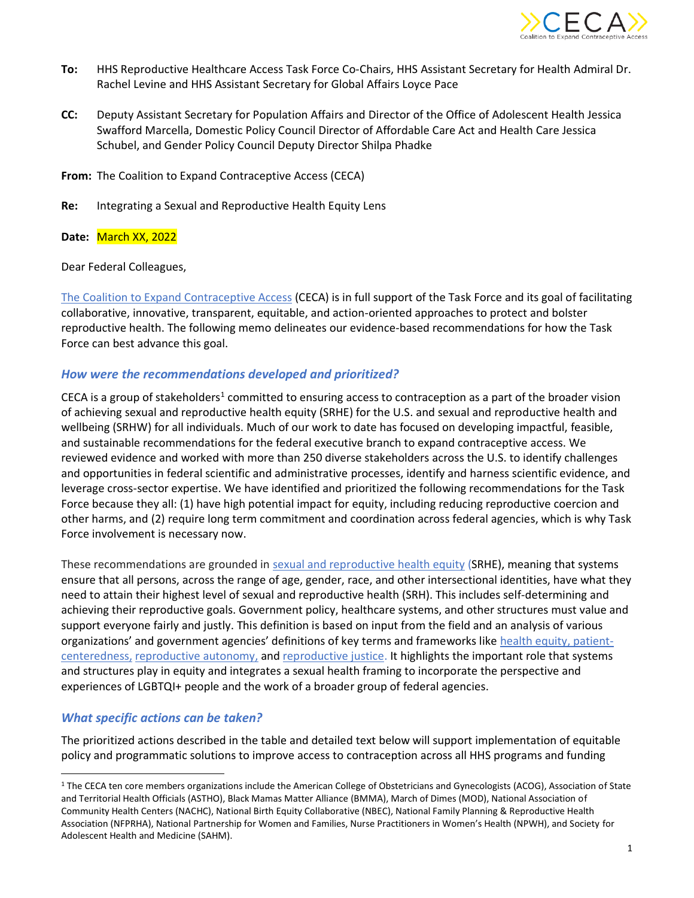**To:** HHS Reproductive Healthcare Access Task Force Co-Chairs, HHS Assistant Secretary for Health Admiral Dr. Rachel Levine and HHS Assistant Secretary for Global Affairs Loyce Pace

**CC:** Deputy Assistant Secretary for Population Affairs and Director of the Office of Adolescent Health Jessica Swafford Marcella, Domestic Policy Council Director of Affordable Care Act and Health Care Jessica Schubel, and Gender Policy Council Deputy Director Shilpa Phadke

**From:** The Coalition to Expand Contraceptive Access (CECA)

**Re:** Integrating a Sexual and Reproductive Health Equity Lens

**Date:** March XX, 2022

Dear Federal Colleagues,

The Coalition to Expand Contraceptive Access (CECA) is in full support of the Task Force and its goal of facilitating collaborative, innovative, transparent, equitable, and action-oriented approaches to protect and bolster reproductive health. The following memo delineates our evidence-based recommendations for how the Task Force can best advance this goal.

### *How were the recommendations developed and prioritized?*

CECA is a group of stakeholders[1] committed to ensuring access to contraception as a part of the broader vision of achieving sexual and reproductive health equity (SRHE) for the U.S. and sexual and reproductive health and wellbeing (SRHW) for all individuals. Much of our work to date has focused on developing impactful, feasible, and sustainable recommendations for the federal executive branch to expand contraceptive access. We reviewed evidence and worked with more than 250 diverse stakeholders across the U.S. to identify challenges and opportunities in federal scientific and administrative processes, identify and harness scientific evidence, and leverage cross-sector expertise. We have identified and prioritized the following recommendations for the Task Force because they all: (1) have high potential impact for equity, including reducing reproductive coercion and other harms, and (2) require long term commitment and coordination across federal agencies, which is why Task Force involvement is necessary now.

These recommendations are grounded in sexual and reproductive health equity (SRHE), meaning that systems ensure that all persons, across the range of age, gender, race, and other intersectional identities, have what they need to attain their highest level of sexual and reproductive health (SRH). This includes self-determining and achieving their reproductive goals. Government policy, healthcare systems, and other structures must value and support everyone fairly and justly. This definition is based on input from the field and an analysis of various organizations' and government agencies' definitions of key terms and frameworks like health equity, patient-centeredness, reproductive autonomy, and reproductive justice. It highlights the important role that systems and structures play in equity and integrates a sexual health framing to incorporate the perspective and experiences of LGBTQI+ people and the work of a broader group of federal agencies.

### *What specific actions can be taken?*

The prioritized actions described in the table and detailed text below will support implementation of equitable policy and programmatic solutions to improve access to contraception across all HHS programs and funding

---

[1] The CECA ten core members organizations include the American College of Obstetricians and Gynecologists (ACOG), Association of State and Territorial Health Officials (ASTHO), Black Mamas Matter Alliance (BMMA), March of Dimes (MOD), National Association of Community Health Centers (NACHC), National Birth Equity Collaborative (NBEC), National Family Planning & Reproductive Health Association (NFPRHA), National Partnership for Women and Families, Nurse Practitioners in Women's Health (NPWH), and Society for Adolescent Health and Medicine (SAHM).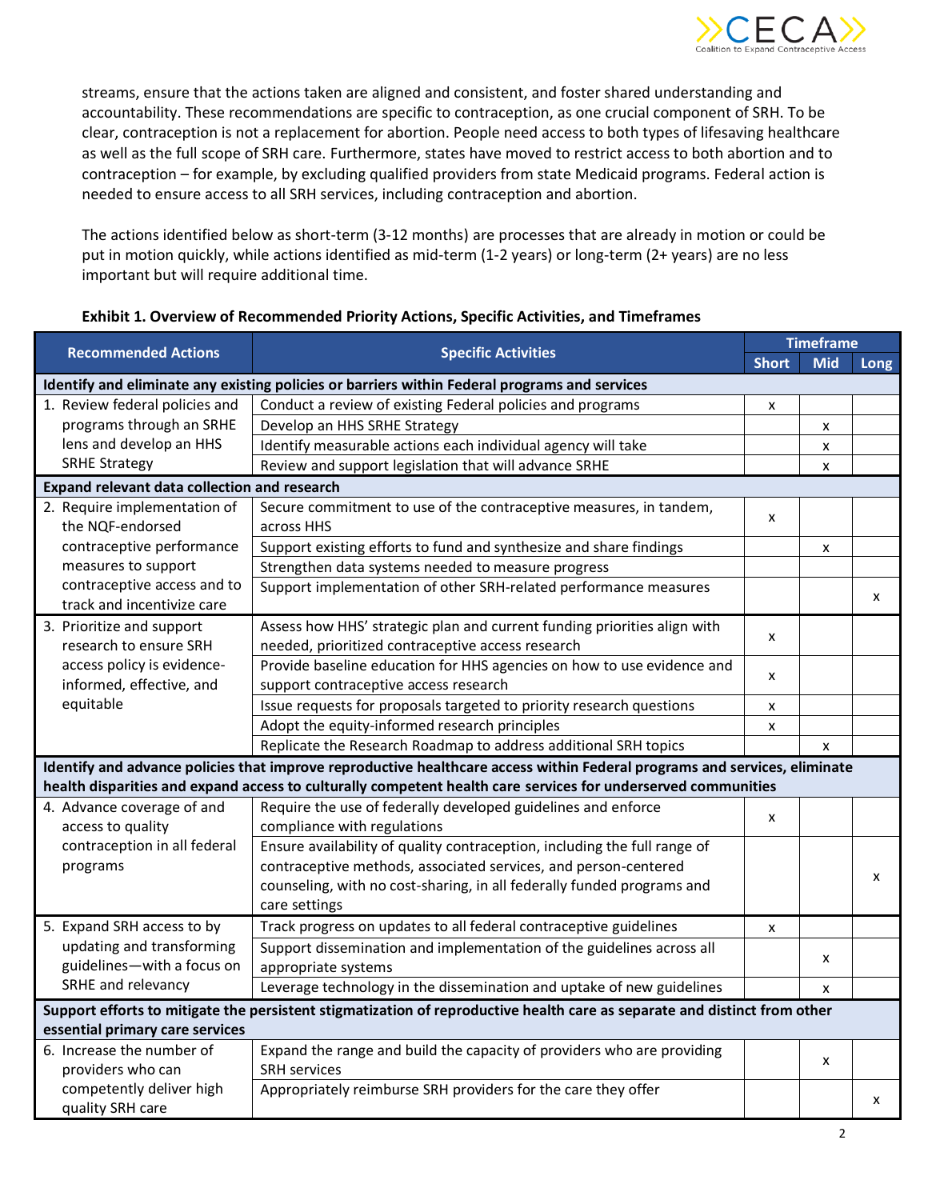streams, ensure that the actions taken are aligned and consistent, and foster shared understanding and accountability. These recommendations are specific to contraception, as one crucial component of SRH. To be clear, contraception is not a replacement for abortion. People need access to both types of lifesaving healthcare as well as the full scope of SRH care. Furthermore, states have moved to restrict access to both abortion and to contraception – for example, by excluding qualified providers from state Medicaid programs. Federal action is needed to ensure access to all SRH services, including contraception and abortion.

The actions identified below as short-term (3-12 months) are processes that are already in motion or could be put in motion quickly, while actions identified as mid-term (1-2 years) or long-term (2+ years) are no less important but will require additional time.

**Exhibit 1. Overview of Recommended Priority Actions, Specific Activities, and Timeframes**

| Recommended Actions | Specific Activities | Timeframe | | |
|---|---|---|---|---|
| | | Short | Mid | Long |
| **Identify and eliminate any existing policies or barriers within Federal programs and services** | | | | |
| 1. Review federal policies and programs through an SRHE lens and develop an HHS SRHE Strategy | Conduct a review of existing Federal policies and programs | x | | |
| | Develop an HHS SRHE Strategy | | x | |
| | Identify measurable actions each individual agency will take | | x | |
| | Review and support legislation that will advance SRHE | | x | |
| **Expand relevant data collection and research** | | | | |
| 2. Require implementation of the NQF-endorsed contraceptive performance measures to support contraceptive access and to track and incentivize care | Secure commitment to use of the contraceptive measures, in tandem, across HHS | x | | |
| | Support existing efforts to fund and synthesize and share findings | | x | |
| | Strengthen data systems needed to measure progress | | | |
| | Support implementation of other SRH-related performance measures | | | x |
| 3. Prioritize and support research to ensure SRH access policy is evidence-informed, effective, and equitable | Assess how HHS' strategic plan and current funding priorities align with needed, prioritized contraceptive access research | x | | |
| | Provide baseline education for HHS agencies on how to use evidence and support contraceptive access research | x | | |
| | Issue requests for proposals targeted to priority research questions | x | | |
| | Adopt the equity-informed research principles | x | | |
| | Replicate the Research Roadmap to address additional SRH topics | | x | |
| **Identify and advance policies that improve reproductive healthcare access within Federal programs and services, eliminate health disparities and expand access to culturally competent health care services for underserved communities** | | | | |
| 4. Advance coverage of and access to quality contraception in all federal programs | Require the use of federally developed guidelines and enforce compliance with regulations | x | | |
| | Ensure availability of quality contraception, including the full range of contraceptive methods, associated services, and person-centered counseling, with no cost-sharing, in all federally funded programs and care settings | | | x |
| 5. Expand SRH access to by updating and transforming guidelines—with a focus on SRHE and relevancy | Track progress on updates to all federal contraceptive guidelines | x | | |
| | Support dissemination and implementation of the guidelines across all appropriate systems | | x | |
| | Leverage technology in the dissemination and uptake of new guidelines | | x | |
| **Support efforts to mitigate the persistent stigmatization of reproductive health care as separate and distinct from other essential primary care services** | | | | |
| 6. Increase the number of providers who can competently deliver high quality SRH care | Expand the range and build the capacity of providers who are providing SRH services | | x | |
| | Appropriately reimburse SRH providers for the care they offer | | | x |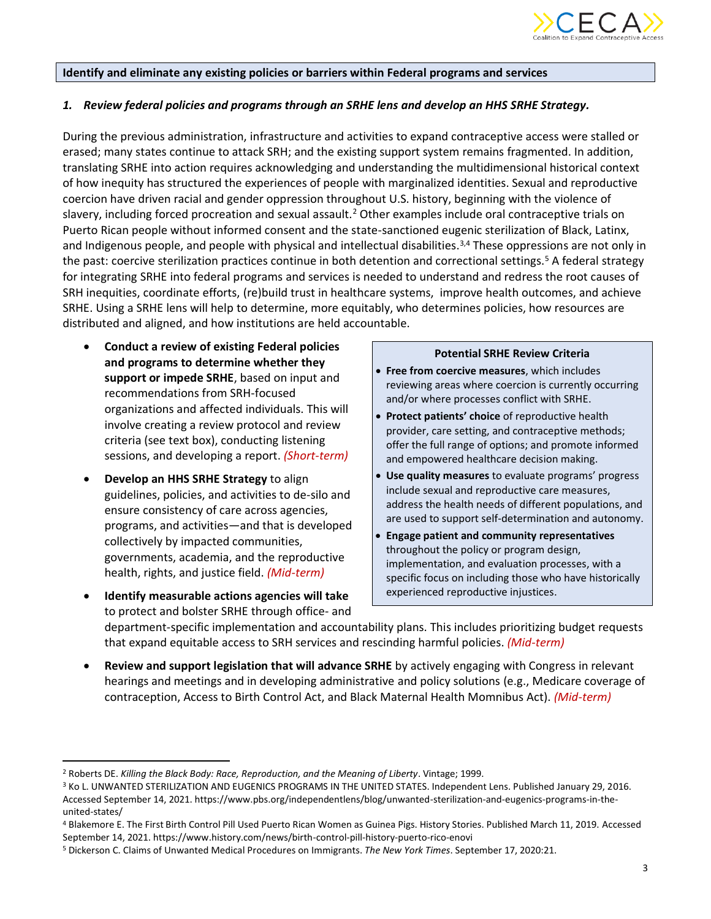**Identify and eliminate any existing policies or barriers within Federal programs and services**

### *1. Review federal policies and programs through an SRHE lens and develop an HHS SRHE Strategy.*

During the previous administration, infrastructure and activities to expand contraceptive access were stalled or erased; many states continue to attack SRH; and the existing support system remains fragmented. In addition, translating SRHE into action requires acknowledging and understanding the multidimensional historical context of how inequity has structured the experiences of people with marginalized identities. Sexual and reproductive coercion have driven racial and gender oppression throughout U.S. history, beginning with the violence of slavery, including forced procreation and sexual assault.[2] Other examples include oral contraceptive trials on Puerto Rican people without informed consent and the state-sanctioned eugenic sterilization of Black, Latinx, and Indigenous people, and people with physical and intellectual disabilities.[3,4] These oppressions are not only in the past: coercive sterilization practices continue in both detention and correctional settings.[5] A federal strategy for integrating SRHE into federal programs and services is needed to understand and redress the root causes of SRH inequities, coordinate efforts, (re)build trust in healthcare systems, improve health outcomes, and achieve SRHE. Using a SRHE lens will help to determine, more equitably, who determines policies, how resources are distributed and aligned, and how institutions are held accountable.

- **Conduct a review of existing Federal policies and programs to determine whether they support or impede SRHE**, based on input and recommendations from SRH-focused organizations and affected individuals. This will involve creating a review protocol and review criteria (see text box), conducting listening sessions, and developing a report. *(Short-term)*
- **Develop an HHS SRHE Strategy** to align guidelines, policies, and activities to de-silo and ensure consistency of care across agencies, programs, and activities—and that is developed collectively by impacted communities, governments, academia, and the reproductive health, rights, and justice field. *(Mid-term)*
- **Identify measurable actions agencies will take** to protect and bolster SRHE through office- and department-specific implementation and accountability plans. This includes prioritizing budget requests that expand equitable access to SRH services and rescinding harmful policies. *(Mid-term)*
- **Review and support legislation that will advance SRHE** by actively engaging with Congress in relevant hearings and meetings and in developing administrative and policy solutions (e.g., Medicare coverage of contraception, Access to Birth Control Act, and Black Maternal Health Momnibus Act). *(Mid-term)*

**Potential SRHE Review Criteria**

- **Free from coercive measures**, which includes reviewing areas where coercion is currently occurring and/or where processes conflict with SRHE.
- **Protect patients' choice** of reproductive health provider, care setting, and contraceptive methods; offer the full range of options; and promote informed and empowered healthcare decision making.
- **Use quality measures** to evaluate programs' progress include sexual and reproductive care measures, address the health needs of different populations, and are used to support self-determination and autonomy.
- **Engage patient and community representatives** throughout the policy or program design, implementation, and evaluation processes, with a specific focus on including those who have historically experienced reproductive injustices.

---

[2] Roberts DE. *Killing the Black Body: Race, Reproduction, and the Meaning of Liberty*. Vintage; 1999.

[3] Ko L. UNWANTED STERILIZATION AND EUGENICS PROGRAMS IN THE UNITED STATES. Independent Lens. Published January 29, 2016. Accessed September 14, 2021. https://www.pbs.org/independentlens/blog/unwanted-sterilization-and-eugenics-programs-in-the-united-states/

[4] Blakemore E. The First Birth Control Pill Used Puerto Rican Women as Guinea Pigs. History Stories. Published March 11, 2019. Accessed September 14, 2021. https://www.history.com/news/birth-control-pill-history-puerto-rico-enovi

[5] Dickerson C. Claims of Unwanted Medical Procedures on Immigrants. *The New York Times*. September 17, 2020:21.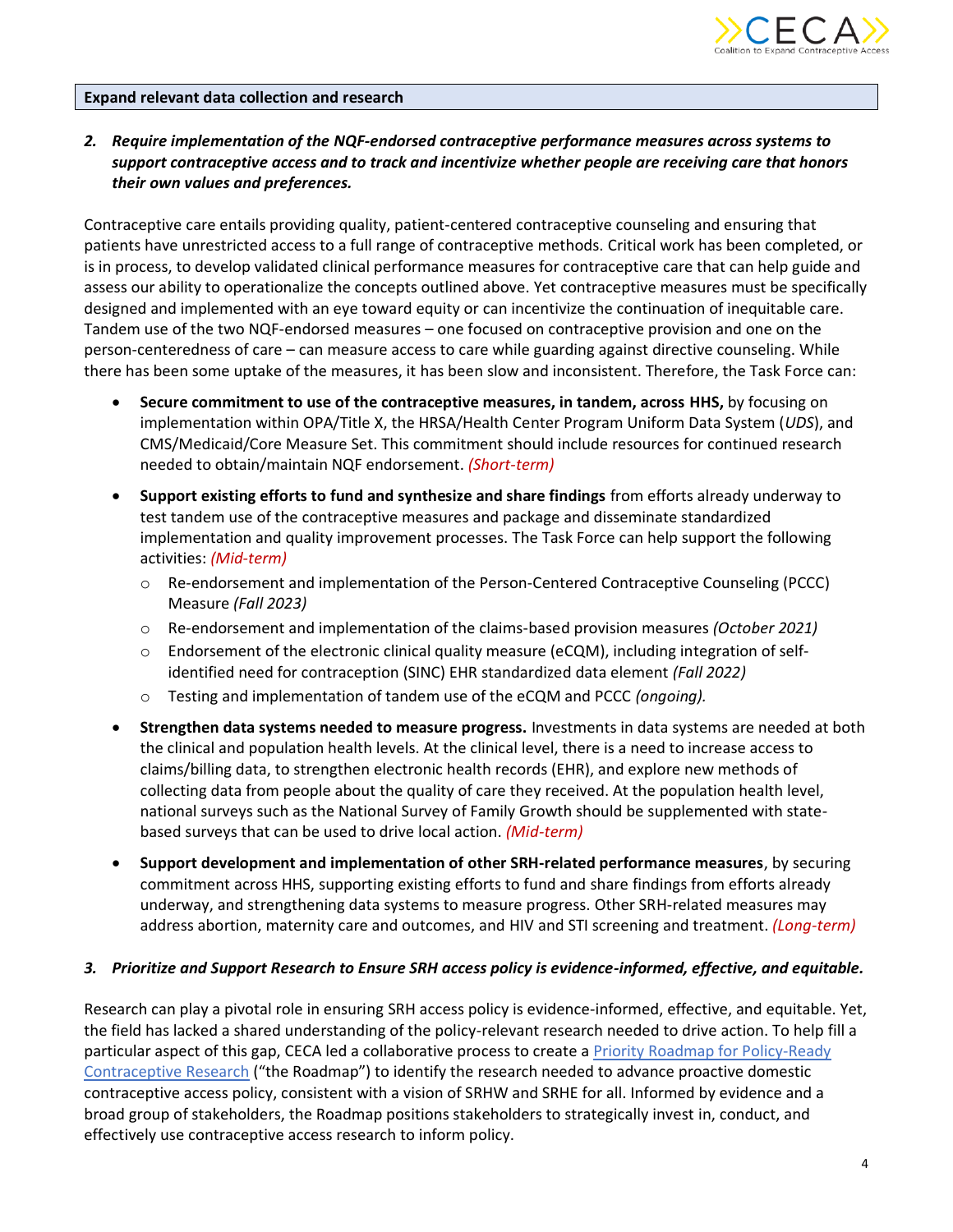**Expand relevant data collection and research**

***2. Require implementation of the NQF-endorsed contraceptive performance measures across systems to support contraceptive access and to track and incentivize whether people are receiving care that honors their own values and preferences.***

Contraceptive care entails providing quality, patient-centered contraceptive counseling and ensuring that patients have unrestricted access to a full range of contraceptive methods. Critical work has been completed, or is in process, to develop validated clinical performance measures for contraceptive care that can help guide and assess our ability to operationalize the concepts outlined above. Yet contraceptive measures must be specifically designed and implemented with an eye toward equity or can incentivize the continuation of inequitable care. Tandem use of the two NQF-endorsed measures – one focused on contraceptive provision and one on the person-centeredness of care – can measure access to care while guarding against directive counseling. While there has been some uptake of the measures, it has been slow and inconsistent. Therefore, the Task Force can:

- **Secure commitment to use of the contraceptive measures, in tandem, across HHS,** by focusing on implementation within OPA/Title X, the HRSA/Health Center Program Uniform Data System (*UDS*), and CMS/Medicaid/Core Measure Set. This commitment should include resources for continued research needed to obtain/maintain NQF endorsement. *(Short-term)*
- **Support existing efforts to fund and synthesize and share findings** from efforts already underway to test tandem use of the contraceptive measures and package and disseminate standardized implementation and quality improvement processes. The Task Force can help support the following activities: *(Mid-term)*
  - Re-endorsement and implementation of the Person-Centered Contraceptive Counseling (PCCC) Measure *(Fall 2023)*
  - Re-endorsement and implementation of the claims-based provision measures *(October 2021)*
  - Endorsement of the electronic clinical quality measure (eCQM), including integration of self-identified need for contraception (SINC) EHR standardized data element *(Fall 2022)*
  - Testing and implementation of tandem use of the eCQM and PCCC *(ongoing).*
- **Strengthen data systems needed to measure progress.** Investments in data systems are needed at both the clinical and population health levels. At the clinical level, there is a need to increase access to claims/billing data, to strengthen electronic health records (EHR), and explore new methods of collecting data from people about the quality of care they received. At the population health level, national surveys such as the National Survey of Family Growth should be supplemented with state-based surveys that can be used to drive local action. *(Mid-term)*
- **Support development and implementation of other SRH-related performance measures**, by securing commitment across HHS, supporting existing efforts to fund and share findings from efforts already underway, and strengthening data systems to measure progress. Other SRH-related measures may address abortion, maternity care and outcomes, and HIV and STI screening and treatment. *(Long-term)*

***3. Prioritize and Support Research to Ensure SRH access policy is evidence-informed, effective, and equitable.***

Research can play a pivotal role in ensuring SRH access policy is evidence-informed, effective, and equitable. Yet, the field has lacked a shared understanding of the policy-relevant research needed to drive action. To help fill a particular aspect of this gap, CECA led a collaborative process to create a Priority Roadmap for Policy-Ready Contraceptive Research ("the Roadmap") to identify the research needed to advance proactive domestic contraceptive access policy, consistent with a vision of SRHW and SRHE for all. Informed by evidence and a broad group of stakeholders, the Roadmap positions stakeholders to strategically invest in, conduct, and effectively use contraceptive access research to inform policy.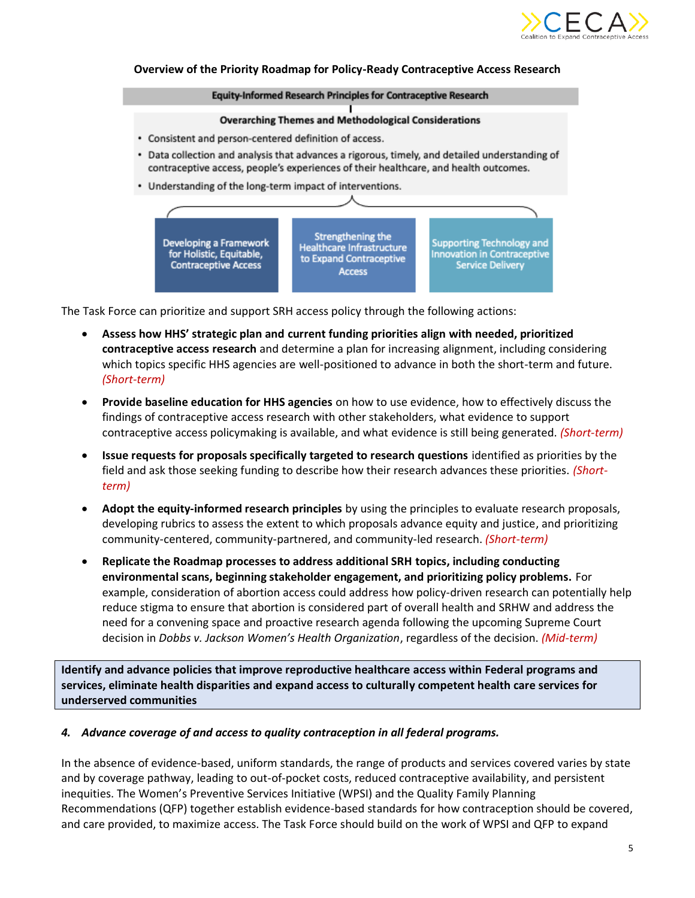**Overview of the Priority Roadmap for Policy-Ready Contraceptive Access Research**

**Equity-Informed Research Principles for Contraceptive Research**

**Overarching Themes and Methodological Considerations**

- Consistent and person-centered definition of access.
- Data collection and analysis that advances a rigorous, timely, and detailed understanding of contraceptive access, people's experiences of their healthcare, and health outcomes.
- Understanding of the long-term impact of interventions.

| Developing a Framework for Holistic, Equitable, Contraceptive Access | Strengthening the Healthcare Infrastructure to Expand Contraceptive Access | Supporting Technology and Innovation in Contraceptive Service Delivery |
| --- | --- | --- |

The Task Force can prioritize and support SRH access policy through the following actions:

- **Assess how HHS' strategic plan and current funding priorities align with needed, prioritized contraceptive access research** and determine a plan for increasing alignment, including considering which topics specific HHS agencies are well-positioned to advance in both the short-term and future. *(Short-term)*
- **Provide baseline education for HHS agencies** on how to use evidence, how to effectively discuss the findings of contraceptive access research with other stakeholders, what evidence to support contraceptive access policymaking is available, and what evidence is still being generated. *(Short-term)*
- **Issue requests for proposals specifically targeted to research questions** identified as priorities by the field and ask those seeking funding to describe how their research advances these priorities. *(Short-term)*
- **Adopt the equity-informed research principles** by using the principles to evaluate research proposals, developing rubrics to assess the extent to which proposals advance equity and justice, and prioritizing community-centered, community-partnered, and community-led research. *(Short-term)*
- **Replicate the Roadmap processes to address additional SRH topics, including conducting environmental scans, beginning stakeholder engagement, and prioritizing policy problems.** For example, consideration of abortion access could address how policy-driven research can potentially help reduce stigma to ensure that abortion is considered part of overall health and SRHW and address the need for a convening space and proactive research agenda following the upcoming Supreme Court decision in *Dobbs v. Jackson Women's Health Organization*, regardless of the decision. *(Mid-term)*

**Identify and advance policies that improve reproductive healthcare access within Federal programs and services, eliminate health disparities and expand access to culturally competent health care services for underserved communities**

***4. Advance coverage of and access to quality contraception in all federal programs.***

In the absence of evidence-based, uniform standards, the range of products and services covered varies by state and by coverage pathway, leading to out-of-pocket costs, reduced contraceptive availability, and persistent inequities. The Women's Preventive Services Initiative (WPSI) and the Quality Family Planning Recommendations (QFP) together establish evidence-based standards for how contraception should be covered, and care provided, to maximize access. The Task Force should build on the work of WPSI and QFP to expand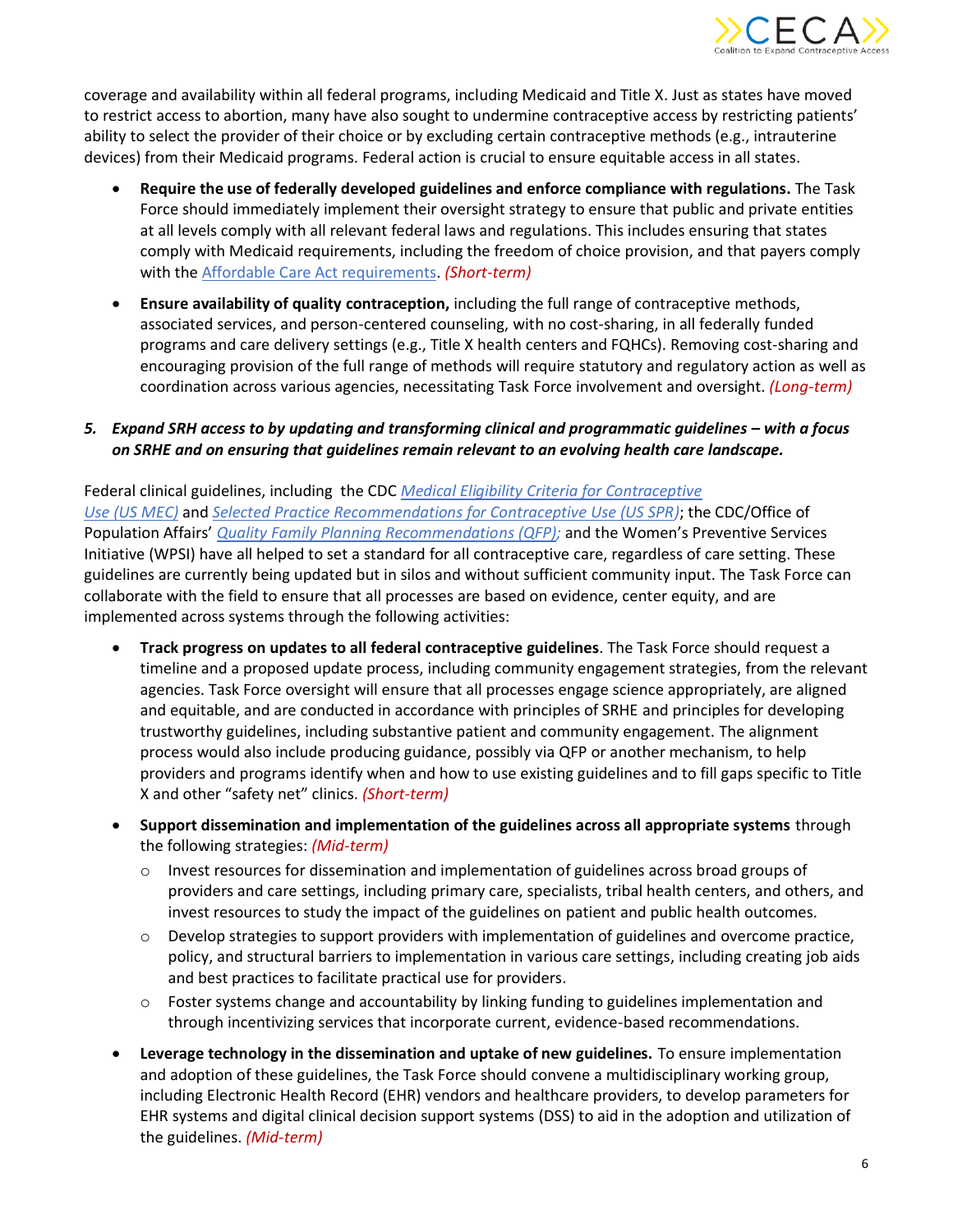coverage and availability within all federal programs, including Medicaid and Title X. Just as states have moved to restrict access to abortion, many have also sought to undermine contraceptive access by restricting patients' ability to select the provider of their choice or by excluding certain contraceptive methods (e.g., intrauterine devices) from their Medicaid programs. Federal action is crucial to ensure equitable access in all states.

- **Require the use of federally developed guidelines and enforce compliance with regulations.** The Task Force should immediately implement their oversight strategy to ensure that public and private entities at all levels comply with all relevant federal laws and regulations. This includes ensuring that states comply with Medicaid requirements, including the freedom of choice provision, and that payers comply with the Affordable Care Act requirements. *(Short-term)*
- **Ensure availability of quality contraception,** including the full range of contraceptive methods, associated services, and person-centered counseling, with no cost-sharing, in all federally funded programs and care delivery settings (e.g., Title X health centers and FQHCs). Removing cost-sharing and encouraging provision of the full range of methods will require statutory and regulatory action as well as coordination across various agencies, necessitating Task Force involvement and oversight. *(Long-term)*

### 5. *Expand SRH access to by updating and transforming clinical and programmatic guidelines – with a focus on SRHE and on ensuring that guidelines remain relevant to an evolving health care landscape.*

Federal clinical guidelines, including the CDC *Medical Eligibility Criteria for Contraceptive Use (US MEC)* and *Selected Practice Recommendations for Contraceptive Use (US SPR)*; the CDC/Office of Population Affairs' *Quality Family Planning Recommendations (QFP);* and the Women's Preventive Services Initiative (WPSI) have all helped to set a standard for all contraceptive care, regardless of care setting. These guidelines are currently being updated but in silos and without sufficient community input. The Task Force can collaborate with the field to ensure that all processes are based on evidence, center equity, and are implemented across systems through the following activities:

- **Track progress on updates to all federal contraceptive guidelines**. The Task Force should request a timeline and a proposed update process, including community engagement strategies, from the relevant agencies. Task Force oversight will ensure that all processes engage science appropriately, are aligned and equitable, and are conducted in accordance with principles of SRHE and principles for developing trustworthy guidelines, including substantive patient and community engagement. The alignment process would also include producing guidance, possibly via QFP or another mechanism, to help providers and programs identify when and how to use existing guidelines and to fill gaps specific to Title X and other "safety net" clinics. *(Short-term)*
- **Support dissemination and implementation of the guidelines across all appropriate systems** through the following strategies: *(Mid-term)*
  - Invest resources for dissemination and implementation of guidelines across broad groups of providers and care settings, including primary care, specialists, tribal health centers, and others, and invest resources to study the impact of the guidelines on patient and public health outcomes.
  - Develop strategies to support providers with implementation of guidelines and overcome practice, policy, and structural barriers to implementation in various care settings, including creating job aids and best practices to facilitate practical use for providers.
  - Foster systems change and accountability by linking funding to guidelines implementation and through incentivizing services that incorporate current, evidence-based recommendations.
- **Leverage technology in the dissemination and uptake of new guidelines.** To ensure implementation and adoption of these guidelines, the Task Force should convene a multidisciplinary working group, including Electronic Health Record (EHR) vendors and healthcare providers, to develop parameters for EHR systems and digital clinical decision support systems (DSS) to aid in the adoption and utilization of the guidelines. *(Mid-term)*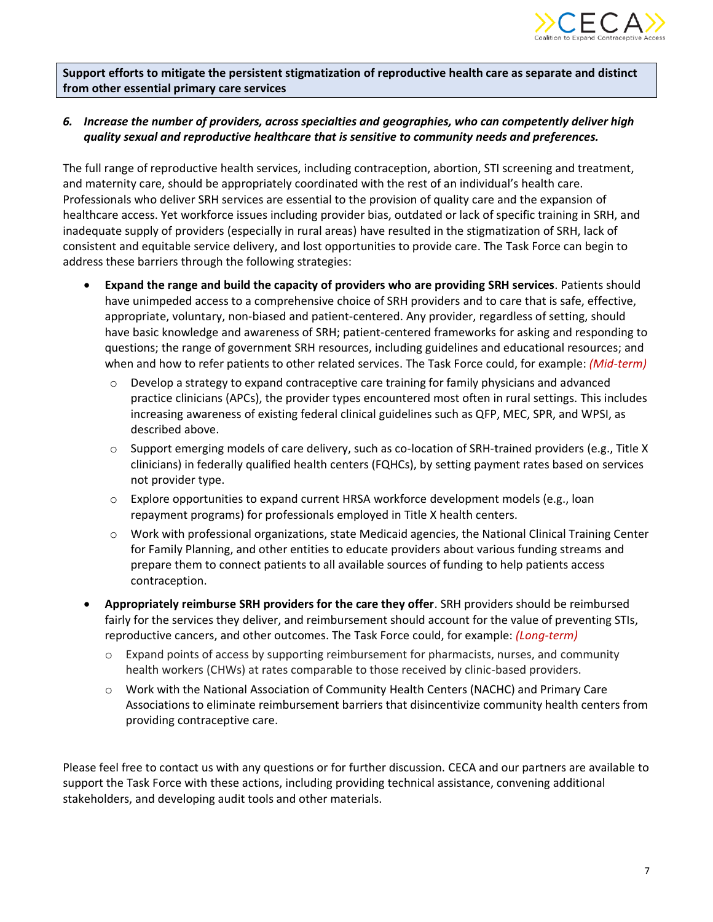**Support efforts to mitigate the persistent stigmatization of reproductive health care as separate and distinct from other essential primary care services**

6. ***Increase the number of providers, across specialties and geographies, who can competently deliver high quality sexual and reproductive healthcare that is sensitive to community needs and preferences.***

The full range of reproductive health services, including contraception, abortion, STI screening and treatment, and maternity care, should be appropriately coordinated with the rest of an individual's health care. Professionals who deliver SRH services are essential to the provision of quality care and the expansion of healthcare access. Yet workforce issues including provider bias, outdated or lack of specific training in SRH, and inadequate supply of providers (especially in rural areas) have resulted in the stigmatization of SRH, lack of consistent and equitable service delivery, and lost opportunities to provide care. The Task Force can begin to address these barriers through the following strategies:

- **Expand the range and build the capacity of providers who are providing SRH services**. Patients should have unimpeded access to a comprehensive choice of SRH providers and to care that is safe, effective, appropriate, voluntary, non-biased and patient-centered. Any provider, regardless of setting, should have basic knowledge and awareness of SRH; patient-centered frameworks for asking and responding to questions; the range of government SRH resources, including guidelines and educational resources; and when and how to refer patients to other related services. The Task Force could, for example: *(Mid-term)*
  - Develop a strategy to expand contraceptive care training for family physicians and advanced practice clinicians (APCs), the provider types encountered most often in rural settings. This includes increasing awareness of existing federal clinical guidelines such as QFP, MEC, SPR, and WPSI, as described above.
  - Support emerging models of care delivery, such as co-location of SRH-trained providers (e.g., Title X clinicians) in federally qualified health centers (FQHCs), by setting payment rates based on services not provider type.
  - Explore opportunities to expand current HRSA workforce development models (e.g., loan repayment programs) for professionals employed in Title X health centers.
  - Work with professional organizations, state Medicaid agencies, the National Clinical Training Center for Family Planning, and other entities to educate providers about various funding streams and prepare them to connect patients to all available sources of funding to help patients access contraception.
- **Appropriately reimburse SRH providers for the care they offer**. SRH providers should be reimbursed fairly for the services they deliver, and reimbursement should account for the value of preventing STIs, reproductive cancers, and other outcomes. The Task Force could, for example: *(Long-term)*
  - Expand points of access by supporting reimbursement for pharmacists, nurses, and community health workers (CHWs) at rates comparable to those received by clinic-based providers.
  - Work with the National Association of Community Health Centers (NACHC) and Primary Care Associations to eliminate reimbursement barriers that disincentivize community health centers from providing contraceptive care.

Please feel free to contact us with any questions or for further discussion. CECA and our partners are available to support the Task Force with these actions, including providing technical assistance, convening additional stakeholders, and developing audit tools and other materials.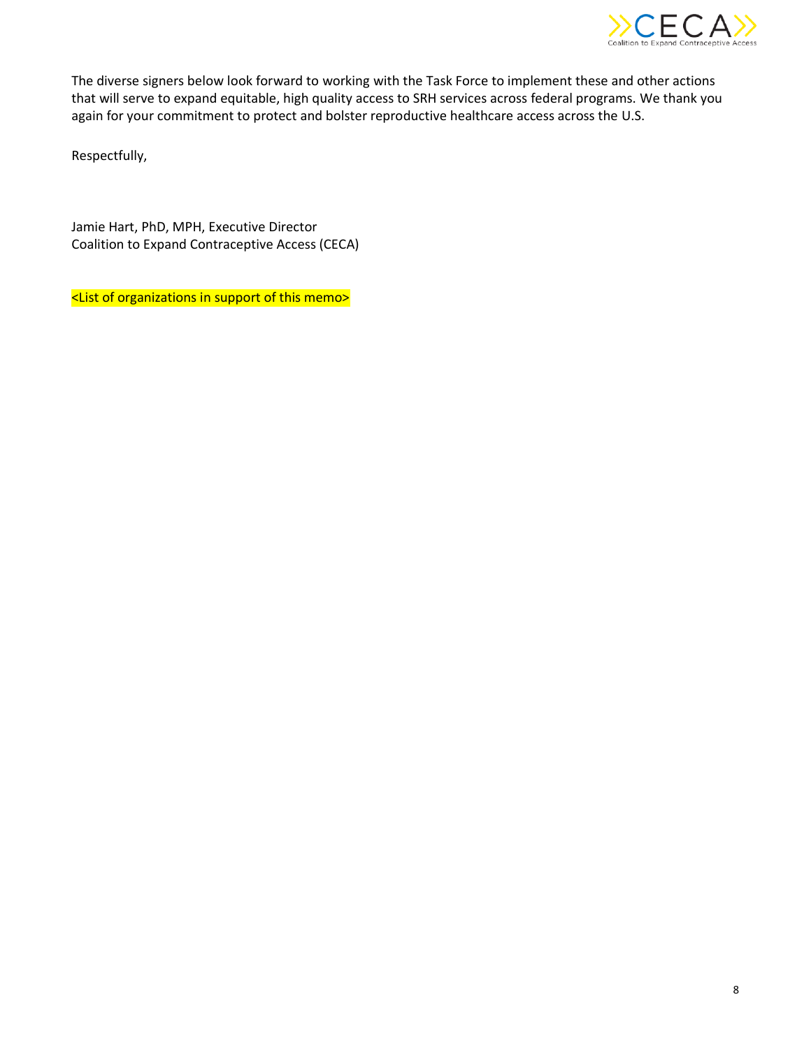The diverse signers below look forward to working with the Task Force to implement these and other actions that will serve to expand equitable, high quality access to SRH services across federal programs. We thank you again for your commitment to protect and bolster reproductive healthcare access across the U.S.

Respectfully,

Jamie Hart, PhD, MPH, Executive Director
Coalition to Expand Contraceptive Access (CECA)

<List of organizations in support of this memo>